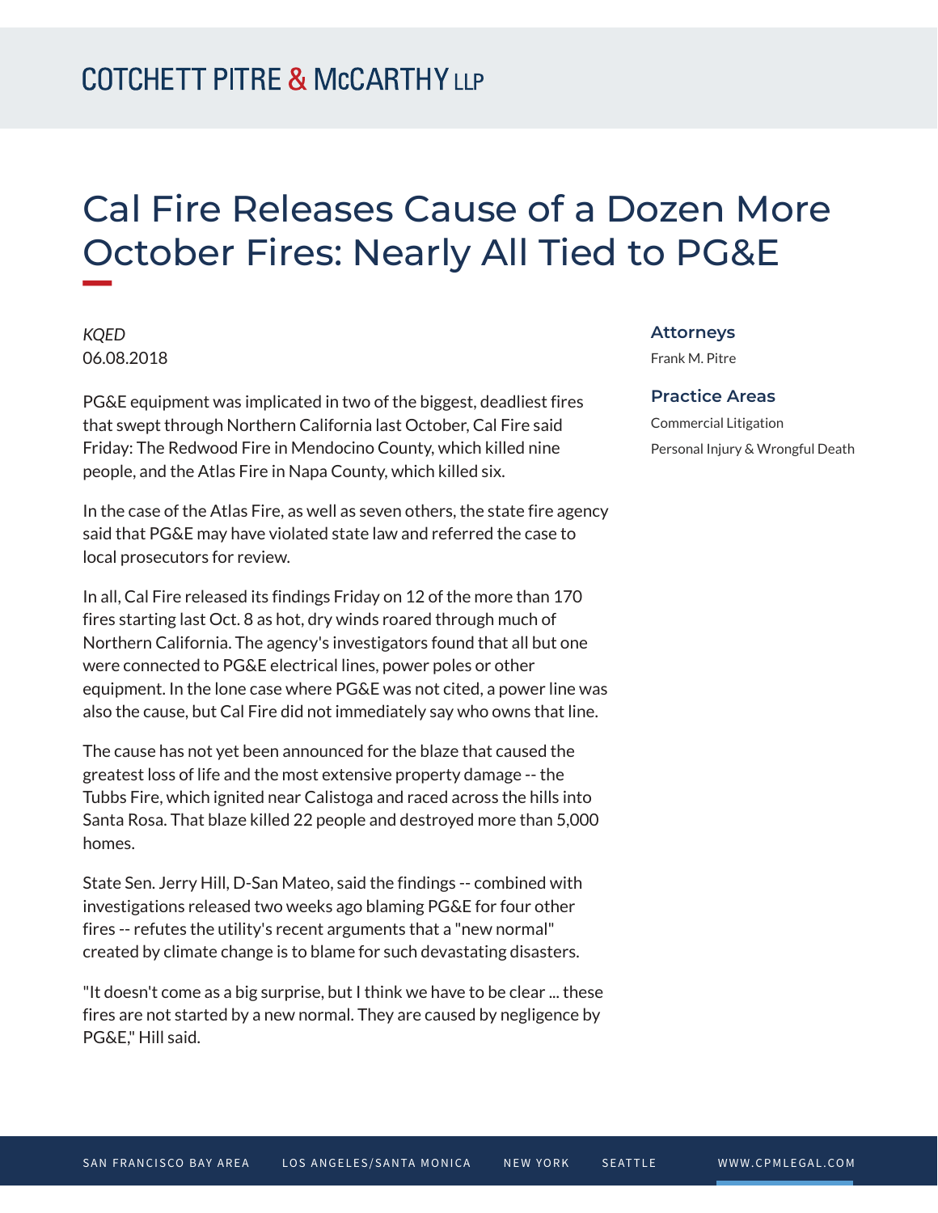COTCHETT PITRE & McCARTHY LLP

# Cal Fire Releases Cause of a Dozen More October Fires: Nearly All Tied to PG&E

*KQED*
06.08.2018

PG&E equipment was implicated in two of the biggest, deadliest fires that swept through Northern California last October, Cal Fire said Friday: The Redwood Fire in Mendocino County, which killed nine people, and the Atlas Fire in Napa County, which killed six.

In the case of the Atlas Fire, as well as seven others, the state fire agency said that PG&E may have violated state law and referred the case to local prosecutors for review.

In all, Cal Fire released its findings Friday on 12 of the more than 170 fires starting last Oct. 8 as hot, dry winds roared through much of Northern California. The agency's investigators found that all but one were connected to PG&E electrical lines, power poles or other equipment. In the lone case where PG&E was not cited, a power line was also the cause, but Cal Fire did not immediately say who owns that line.

The cause has not yet been announced for the blaze that caused the greatest loss of life and the most extensive property damage -- the Tubbs Fire, which ignited near Calistoga and raced across the hills into Santa Rosa. That blaze killed 22 people and destroyed more than 5,000 homes.

State Sen. Jerry Hill, D-San Mateo, said the findings -- combined with investigations released two weeks ago blaming PG&E for four other fires -- refutes the utility's recent arguments that a "new normal" created by climate change is to blame for such devastating disasters.

"It doesn't come as a big surprise, but I think we have to be clear ... these fires are not started by a new normal. They are caused by negligence by PG&E," Hill said.

### Attorneys

Frank M. Pitre

### Practice Areas

Commercial Litigation

Personal Injury & Wrongful Death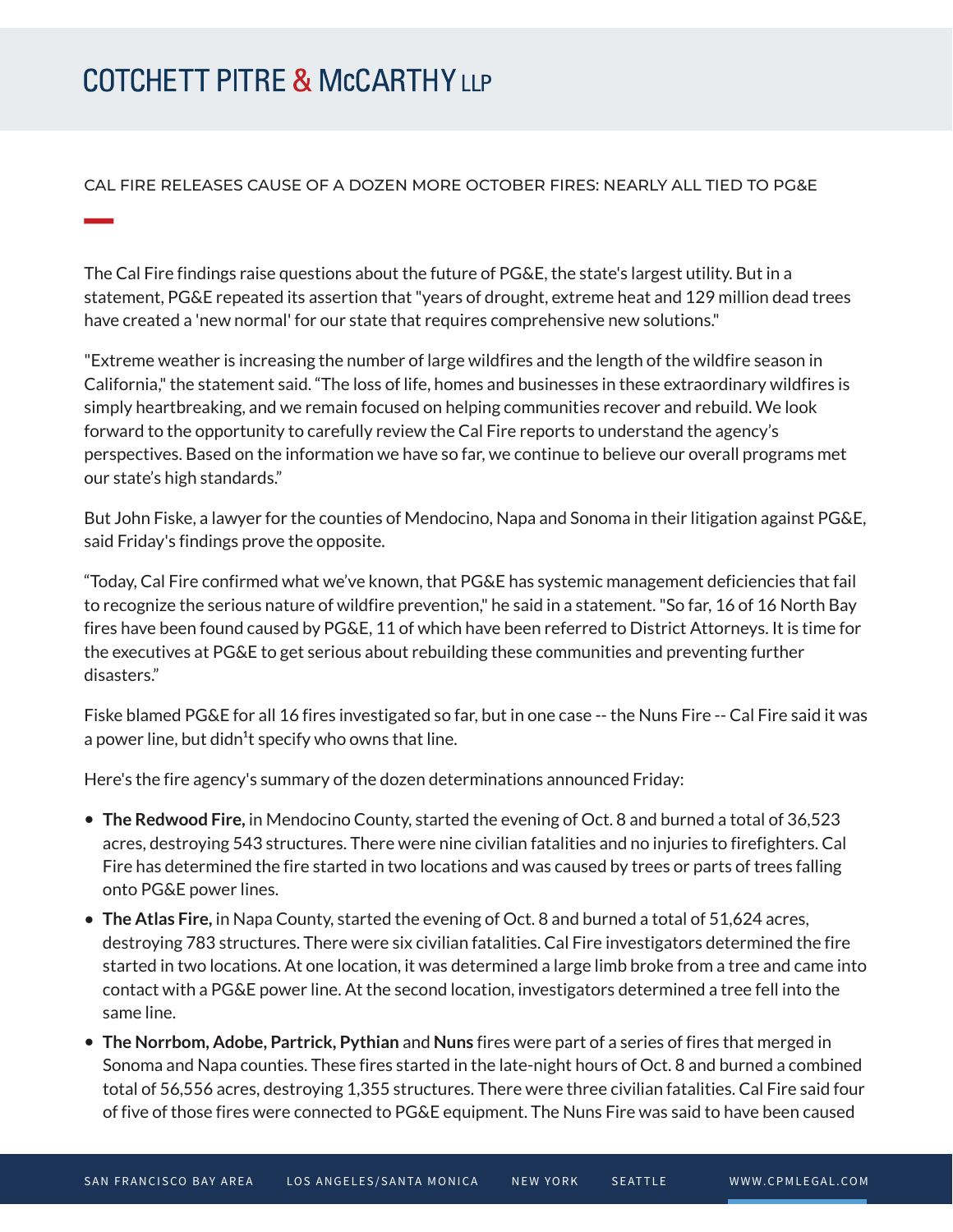CAL FIRE RELEASES CAUSE OF A DOZEN MORE OCTOBER FIRES: NEARLY ALL TIED TO PG&E

The Cal Fire findings raise questions about the future of PG&E, the state's largest utility. But in a statement, PG&E repeated its assertion that "years of drought, extreme heat and 129 million dead trees have created a 'new normal' for our state that requires comprehensive new solutions."

"Extreme weather is increasing the number of large wildfires and the length of the wildfire season in California," the statement said. "The loss of life, homes and businesses in these extraordinary wildfires is simply heartbreaking, and we remain focused on helping communities recover and rebuild. We look forward to the opportunity to carefully review the Cal Fire reports to understand the agency's perspectives. Based on the information we have so far, we continue to believe our overall programs met our state's high standards."

But John Fiske, a lawyer for the counties of Mendocino, Napa and Sonoma in their litigation against PG&E, said Friday's findings prove the opposite.

"Today, Cal Fire confirmed what we've known, that PG&E has systemic management deficiencies that fail to recognize the serious nature of wildfire prevention," he said in a statement. "So far, 16 of 16 North Bay fires have been found caused by PG&E, 11 of which have been referred to District Attorneys. It is time for the executives at PG&E to get serious about rebuilding these communities and preventing further disasters."

Fiske blamed PG&E for all 16 fires investigated so far, but in one case -- the Nuns Fire -- Cal Fire said it was a power line, but didn¹t specify who owns that line.

Here's the fire agency's summary of the dozen determinations announced Friday:

- **The Redwood Fire,** in Mendocino County, started the evening of Oct. 8 and burned a total of 36,523 acres, destroying 543 structures. There were nine civilian fatalities and no injuries to firefighters. Cal Fire has determined the fire started in two locations and was caused by trees or parts of trees falling onto PG&E power lines.
- **The Atlas Fire,** in Napa County, started the evening of Oct. 8 and burned a total of 51,624 acres, destroying 783 structures. There were six civilian fatalities. Cal Fire investigators determined the fire started in two locations. At one location, it was determined a large limb broke from a tree and came into contact with a PG&E power line. At the second location, investigators determined a tree fell into the same line.
- **The Norrbom, Adobe, Partrick, Pythian** and **Nuns** fires were part of a series of fires that merged in Sonoma and Napa counties. These fires started in the late-night hours of Oct. 8 and burned a combined total of 56,556 acres, destroying 1,355 structures. There were three civilian fatalities. Cal Fire said four of five of those fires were connected to PG&E equipment. The Nuns Fire was said to have been caused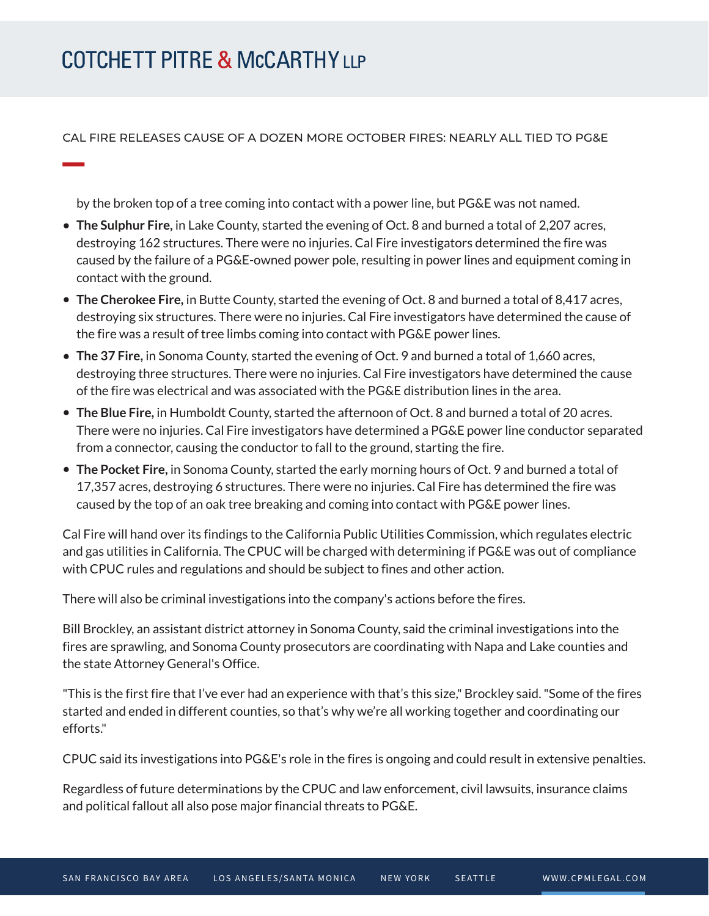by the broken top of a tree coming into contact with a power line, but PG&E was not named.

- **The Sulphur Fire,** in Lake County, started the evening of Oct. 8 and burned a total of 2,207 acres, destroying 162 structures. There were no injuries. Cal Fire investigators determined the fire was caused by the failure of a PG&E-owned power pole, resulting in power lines and equipment coming in contact with the ground.
- **The Cherokee Fire,** in Butte County, started the evening of Oct. 8 and burned a total of 8,417 acres, destroying six structures. There were no injuries. Cal Fire investigators have determined the cause of the fire was a result of tree limbs coming into contact with PG&E power lines.
- **The 37 Fire,** in Sonoma County, started the evening of Oct. 9 and burned a total of 1,660 acres, destroying three structures. There were no injuries. Cal Fire investigators have determined the cause of the fire was electrical and was associated with the PG&E distribution lines in the area.
- **The Blue Fire,** in Humboldt County, started the afternoon of Oct. 8 and burned a total of 20 acres. There were no injuries. Cal Fire investigators have determined a PG&E power line conductor separated from a connector, causing the conductor to fall to the ground, starting the fire.
- **The Pocket Fire,** in Sonoma County, started the early morning hours of Oct. 9 and burned a total of 17,357 acres, destroying 6 structures. There were no injuries. Cal Fire has determined the fire was caused by the top of an oak tree breaking and coming into contact with PG&E power lines.

Cal Fire will hand over its findings to the California Public Utilities Commission, which regulates electric and gas utilities in California. The CPUC will be charged with determining if PG&E was out of compliance with CPUC rules and regulations and should be subject to fines and other action.

There will also be criminal investigations into the company's actions before the fires.

Bill Brockley, an assistant district attorney in Sonoma County, said the criminal investigations into the fires are sprawling, and Sonoma County prosecutors are coordinating with Napa and Lake counties and the state Attorney General's Office.

"This is the first fire that I've ever had an experience with that's this size," Brockley said. "Some of the fires started and ended in different counties, so that's why we're all working together and coordinating our efforts."

CPUC said its investigations into PG&E's role in the fires is ongoing and could result in extensive penalties.

Regardless of future determinations by the CPUC and law enforcement, civil lawsuits, insurance claims and political fallout all also pose major financial threats to PG&E.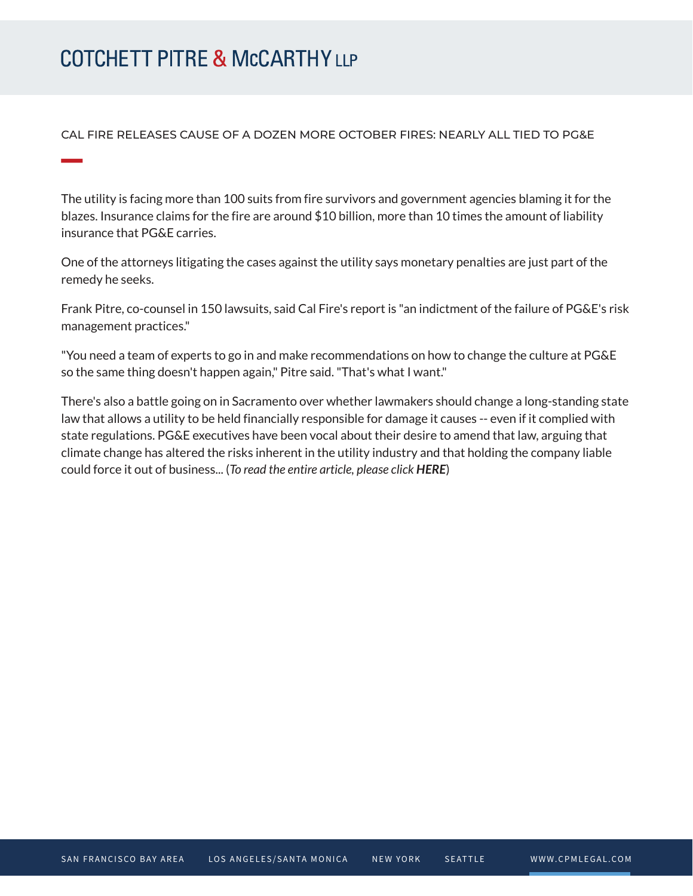CAL FIRE RELEASES CAUSE OF A DOZEN MORE OCTOBER FIRES: NEARLY ALL TIED TO PG&E

The utility is facing more than 100 suits from fire survivors and government agencies blaming it for the blazes. Insurance claims for the fire are around $10 billion, more than 10 times the amount of liability insurance that PG&E carries.

One of the attorneys litigating the cases against the utility says monetary penalties are just part of the remedy he seeks.

Frank Pitre, co-counsel in 150 lawsuits, said Cal Fire's report is "an indictment of the failure of PG&E's risk management practices."

"You need a team of experts to go in and make recommendations on how to change the culture at PG&E so the same thing doesn't happen again," Pitre said. "That's what I want."

There's also a battle going on in Sacramento over whether lawmakers should change a long-standing state law that allows a utility to be held financially responsible for damage it causes -- even if it complied with state regulations. PG&E executives have been vocal about their desire to amend that law, arguing that climate change has altered the risks inherent in the utility industry and that holding the company liable could force it out of business... (*To read the entire article, please click **HERE***)